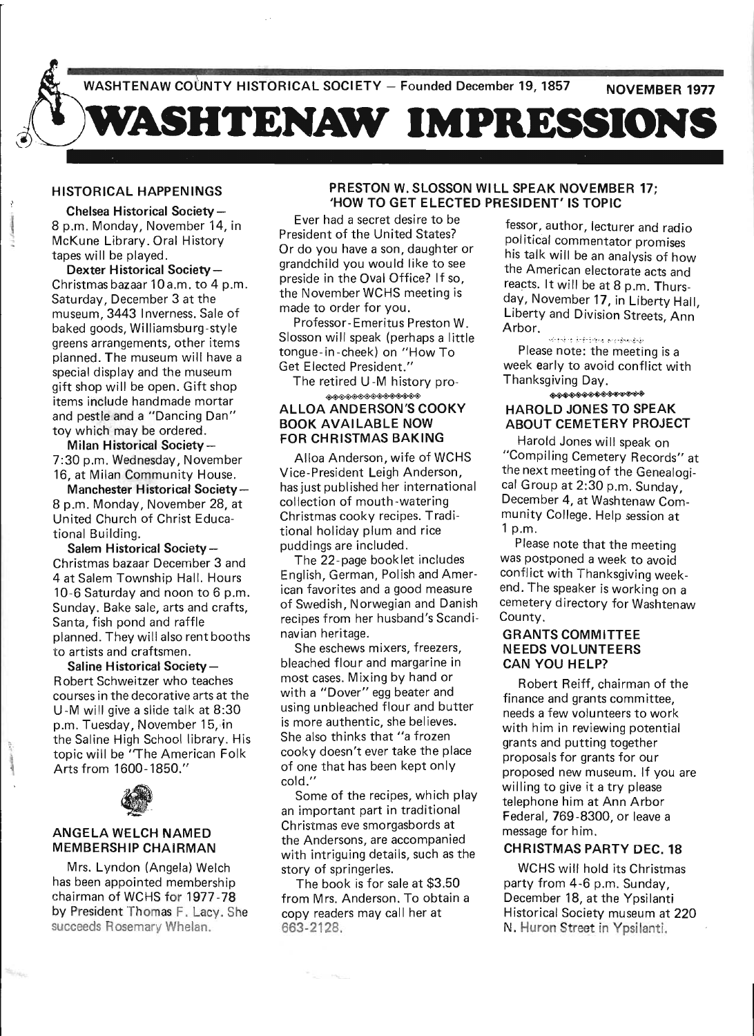WASHTENAW COUNTY HISTORICAL SOCIETY — Founded December 19, 1857 NOVEMBER 1977

# WASHTENAW IMPRESSIONS

## HISTORICAL HAPPENINGS

**Chelsea Historical Society** — 8 p.m. Monday, November 14, in McKune Library. Oral History tapes will be played.

**Dexter Historical Society** — Christmas bazaar 10 a.m. to 4 p.m. Saturday, December 3 at the museum, 3443 Inverness. Sale of baked goods, Williamsburg-style greens arrangements, other items planned. The museum will have a special display and the museum gift shop will be open. Gift shop items include handmade mortar and pestle and a "Dancing Dan" toy which may be ordered.

**Milan Historical Society** — 7:30 p.m. Wednesday, November 16, at Milan Community House.

**Manchester Historical Society** — 8 p.m. Monday, November 28, at United Church of Christ Educational Building.

**Salem Historical Society** — Christmas bazaar December 3 and 4 at Salem Township Hall. Hours 10-6 Saturday and noon to 6 p.m. Sunday. Bake sale, arts and crafts, Santa, fish pond and raffle planned. They will also rent booths to artists and craftsmen.

**Saline Historical Society** — Robert Schweitzer who teaches courses in the decorative arts at the U-M will give a slide talk at 8:30 p.m. Tuesday, November 15, in the Saline High School library. His topic will be "The American Folk Arts from 1600-1850."

## ANGELA WELCH NAMED MEMBERSHIP CHAIRMAN

Mrs. Lyndon (Angela) Welch has been appointed membership chairman of WCHS for 1977-78 by President Thomas F. Lacy. She succeeds Rosemary Whelan.

## PRESTON W. SLOSSON WILL SPEAK NOVEMBER 17; 'HOW TO GET ELECTED PRESIDENT' IS TOPIC

Ever had a secret desire to be President of the United States? Or do you have a son, daughter or grandchild you would like to see preside in the Oval Office? If so, the November WCHS meeting is made to order for you.

Professor-Emeritus Preston W. Slosson will speak (perhaps a little tongue-in-cheek) on "How To Get Elected President."

The retired U-M history professor, author, lecturer and radio political commentator promises his talk will be an analysis of how the American electorate acts and reacts. It will be at 8 p.m. Thursday, November 17, in Liberty Hall, Liberty and Division Streets, Ann Arbor.

Please note: the meeting is a week early to avoid conflict with Thanksgiving Day.

## ALLOA ANDERSON'S COOKY BOOK AVAILABLE NOW FOR CHRISTMAS BAKING

Alloa Anderson, wife of WCHS Vice-President Leigh Anderson, has just published her international collection of mouth-watering Christmas cooky recipes. Traditional holiday plum and rice puddings are included.

The 22-page booklet includes English, German, Polish and American favorites and a good measure of Swedish, Norwegian and Danish recipes from her husband's Scandinavian heritage.

She eschews mixers, freezers, bleached flour and margarine in most cases. Mixing by hand or with a "Dover" egg beater and using unbleached flour and butter is more authentic, she believes. She also thinks that "a frozen cooky doesn't ever take the place of one that has been kept only cold."

Some of the recipes, which play an important part in traditional Christmas eve smorgasbords at the Andersons, are accompanied with intriguing details, such as the story of springerles.

The book is for sale at $3.50 from Mrs. Anderson. To obtain a copy readers may call her at 663-2128.

## HAROLD JONES TO SPEAK ABOUT CEMETERY PROJECT

Harold Jones will speak on "Compiling Cemetery Records" at the next meeting of the Genealogical Group at 2:30 p.m. Sunday, December 4, at Washtenaw Community College. Help session at 1 p.m.

Please note that the meeting was postponed a week to avoid conflict with Thanksgiving weekend. The speaker is working on a cemetery directory for Washtenaw County.

## GRANTS COMMITTEE NEEDS VOLUNTEERS CAN YOU HELP?

Robert Reiff, chairman of the finance and grants committee, needs a few volunteers to work with him in reviewing potential grants and putting together proposals for grants for our proposed new museum. If you are willing to give it a try please telephone him at Ann Arbor Federal, 769-8300, or leave a message for him.

## CHRISTMAS PARTY DEC. 18

WCHS will hold its Christmas party from 4-6 p.m. Sunday, December 18, at the Ypsilanti Historical Society museum at 220 N. Huron Street in Ypsilanti.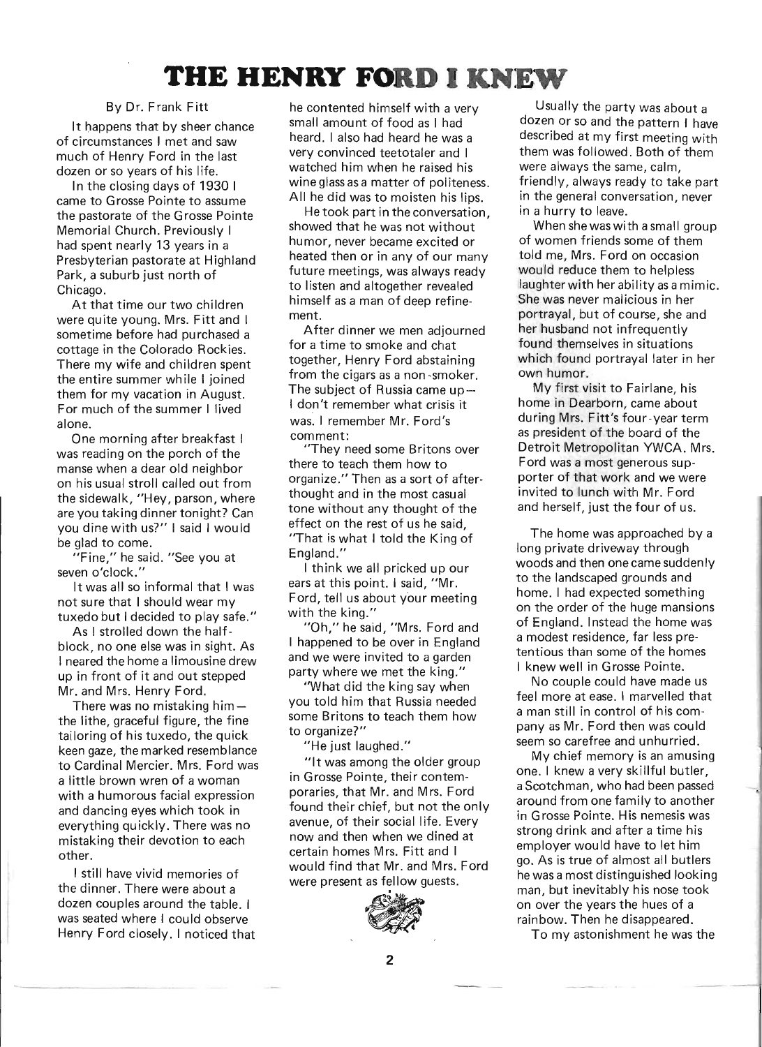# THE HENRY FORD I KNEW

By Dr. Frank Fitt

It happens that by sheer chance of circumstances I met and saw much of Henry Ford in the last dozen or so years of his life.

In the closing days of 1930 I came to Grosse Pointe to assume the pastorate of the Grosse Pointe Memorial Church. Previously I had spent nearly 13 years in a Presbyterian pastorate at Highland Park, a suburb just north of Chicago.

At that time our two children were quite young. Mrs. Fitt and I sometime before had purchased a cottage in the Colorado Rockies. There my wife and children spent the entire summer while I joined them for my vacation in August. For much of the summer I lived alone.

One morning after breakfast I was reading on the porch of the manse when a dear old neighbor on his usual stroll called out from the sidewalk, "Hey, parson, where are you taking dinner tonight? Can you dine with us?" I said I would be glad to come.

"Fine," he said. "See you at seven o'clock."

It was all so informal that I was not sure that I should wear my tuxedo but I decided to play safe."

As I strolled down the half-block, no one else was in sight. As I neared the home a limousine drew up in front of it and out stepped Mr. and Mrs. Henry Ford.

There was no mistaking him — the lithe, graceful figure, the fine tailoring of his tuxedo, the quick keen gaze, the marked resemblance to Cardinal Mercier. Mrs. Ford was a little brown wren of a woman with a humorous facial expression and dancing eyes which took in everything quickly. There was no mistaking their devotion to each other.

I still have vivid memories of the dinner. There were about a dozen couples around the table. I was seated where I could observe Henry Ford closely. I noticed that he contented himself with a very small amount of food as I had heard. I also had heard he was a very convinced teetotaler and I watched him when he raised his wine glass as a matter of politeness. All he did was to moisten his lips.

He took part in the conversation, showed that he was not without humor, never became excited or heated then or in any of our many future meetings, was always ready to listen and altogether revealed himself as a man of deep refinement.

After dinner we men adjourned for a time to smoke and chat together, Henry Ford abstaining from the cigars as a non-smoker. The subject of Russia came up — I don't remember what crisis it was. I remember Mr. Ford's comment:

"They need some Britons over there to teach them how to organize." Then as a sort of afterthought and in the most casual tone without any thought of the effect on the rest of us he said, "That is what I told the King of England."

I think we all pricked up our ears at this point. I said, "Mr. Ford, tell us about your meeting with the king."

"Oh," he said, "Mrs. Ford and I happened to be over in England and we were invited to a garden party where we met the king."

"What did the king say when you told him that Russia needed some Britons to teach them how to organize?"

"He just laughed."

"It was among the older group in Grosse Pointe, their contemporaries, that Mr. and Mrs. Ford found their chief, but not the only avenue, of their social life. Every now and then when we dined at certain homes Mrs. Fitt and I would find that Mr. and Mrs. Ford were present as fellow guests.

Usually the party was about a dozen or so and the pattern I have described at my first meeting with them was followed. Both of them were always the same, calm, friendly, always ready to take part in the general conversation, never in a hurry to leave.

When she was with a small group of women friends some of them told me, Mrs. Ford on occasion would reduce them to helpless laughter with her ability as a mimic. She was never malicious in her portrayal, but of course, she and her husband not infrequently found themselves in situations which found portrayal later in her own humor.

My first visit to Fairlane, his home in Dearborn, came about during Mrs. Fitt's four-year term as president of the board of the Detroit Metropolitan YWCA. Mrs. Ford was a most generous supporter of that work and we were invited to lunch with Mr. Ford and herself, just the four of us.

The home was approached by a long private driveway through woods and then one came suddenly to the landscaped grounds and home. I had expected something on the order of the huge mansions of England. Instead the home was a modest residence, far less pretentious than some of the homes I knew well in Grosse Pointe.

No couple could have made us feel more at ease. I marvelled that a man still in control of his company as Mr. Ford then was could seem so carefree and unhurried.

My chief memory is an amusing one. I knew a very skillful butler, a Scotchman, who had been passed around from one family to another in Grosse Pointe. His nemesis was strong drink and after a time his employer would have to let him go. As is true of almost all butlers he was a most distinguished looking man, but inevitably his nose took on over the years the hues of a rainbow. Then he disappeared.

To my astonishment he was the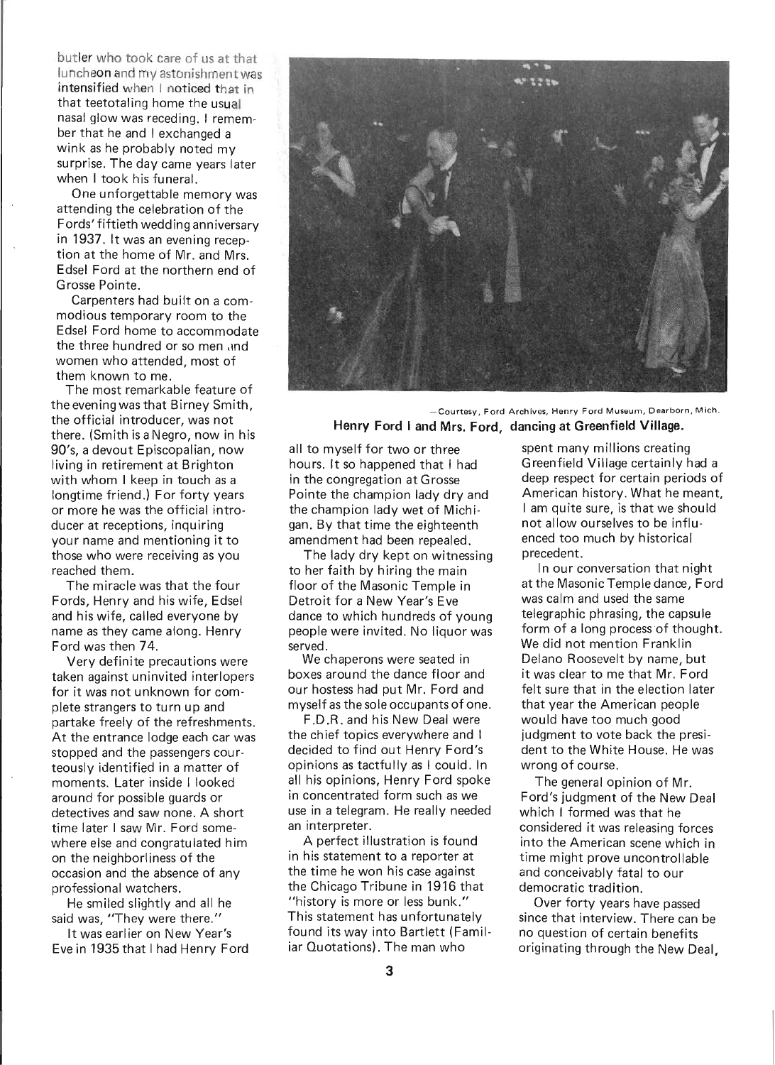butler who took care of us at that luncheon and my astonishment was intensified when I noticed that in that teetotaling home the usual nasal glow was receding. I remember that he and I exchanged a wink as he probably noted my surprise. The day came years later when I took his funeral.

One unforgettable memory was attending the celebration of the Fords' fiftieth wedding anniversary in 1937. It was an evening reception at the home of Mr. and Mrs. Edsel Ford at the northern end of Grosse Pointe.

Carpenters had built on a commodious temporary room to the Edsel Ford home to accommodate the three hundred or so men and women who attended, most of them known to me.

The most remarkable feature of the evening was that Birney Smith, the official introducer, was not there. (Smith is a Negro, now in his 90's, a devout Episcopalian, now living in retirement at Brighton with whom I keep in touch as a longtime friend.) For forty years or more he was the official introducer at receptions, inquiring your name and mentioning it to those who were receiving as you reached them.

The miracle was that the four Fords, Henry and his wife, Edsel and his wife, called everyone by name as they came along. Henry Ford was then 74.

Very definite precautions were taken against uninvited interlopers for it was not unknown for complete strangers to turn up and partake freely of the refreshments. At the entrance lodge each car was stopped and the passengers courteously identified in a matter of moments. Later inside I looked around for possible guards or detectives and saw none. A short time later I saw Mr. Ford somewhere else and congratulated him on the neighborliness of the occasion and the absence of any professional watchers.

He smiled slightly and all he said was, "They were there."

It was earlier on New Year's Eve in 1935 that I had Henry Ford all to myself for two or three hours. It so happened that I had in the congregation at Grosse Pointe the champion lady dry and the champion lady wet of Michigan. By that time the eighteenth amendment had been repealed.

The lady dry kept on witnessing to her faith by hiring the main floor of the Masonic Temple in Detroit for a New Year's Eve dance to which hundreds of young people were invited. No liquor was served.

We chaperons were seated in boxes around the dance floor and our hostess had put Mr. Ford and myself as the sole occupants of one.

F.D.R. and his New Deal were the chief topics everywhere and I decided to find out Henry Ford's opinions as tactfully as I could. In all his opinions, Henry Ford spoke in concentrated form such as we use in a telegram. He really needed an interpreter.

A perfect illustration is found in his statement to a reporter at the time he won his case against the Chicago Tribune in 1916 that "history is more or less bunk." This statement has unfortunately found its way into Bartlett (Familiar Quotations). The man who spent many millions creating Greenfield Village certainly had a deep respect for certain periods of American history. What he meant, I am quite sure, is that we should not allow ourselves to be influenced too much by historical precedent.

In our conversation that night at the Masonic Temple dance, Ford was calm and used the same telegraphic phrasing, the capsule form of a long process of thought. We did not mention Franklin Delano Roosevelt by name, but it was clear to me that Mr. Ford felt sure that in the election later that year the American people would have too much good judgment to vote back the president to the White House. He was wrong of course.

The general opinion of Mr. Ford's judgment of the New Deal which I formed was that he considered it was releasing forces into the American scene which in time might prove uncontrollable and conceivably fatal to our democratic tradition.

Over forty years have passed since that interview. There can be no question of certain benefits originating through the New Deal,

—Courtesy, Ford Archives, Henry Ford Museum, Dearborn, Mich.

**Henry Ford I and Mrs. Ford, dancing at Greenfield Village.**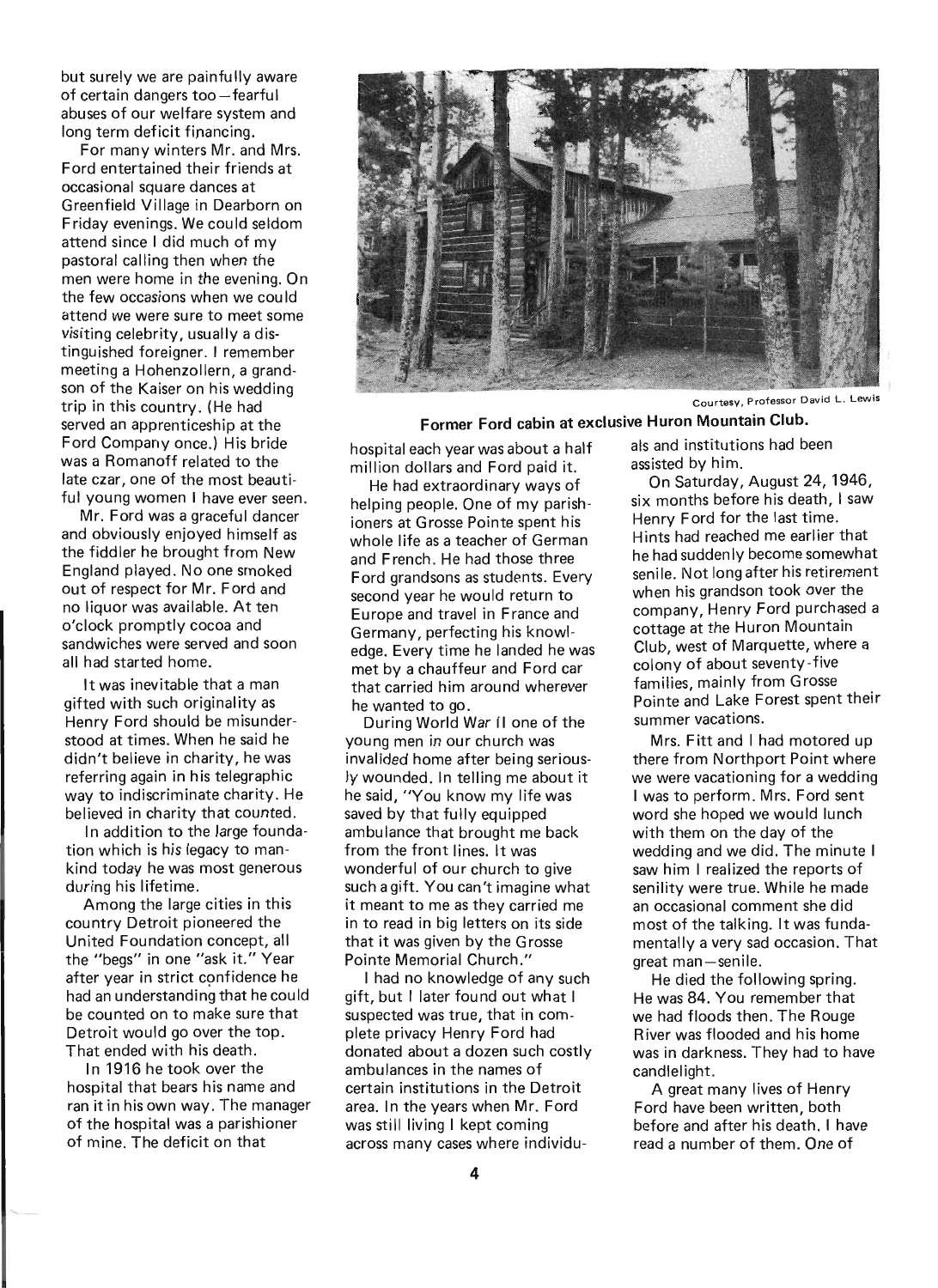but surely we are painfully aware of certain dangers too—fearful abuses of our welfare system and long term deficit financing.

For many winters Mr. and Mrs. Ford entertained their friends at occasional square dances at Greenfield Village in Dearborn on Friday evenings. We could seldom attend since I did much of my pastoral calling then when the men were home in the evening. On the few occasions when we could attend we were sure to meet some visiting celebrity, usually a distinguished foreigner. I remember meeting a Hohenzollern, a grandson of the Kaiser on his wedding trip in this country. (He had served an apprenticeship at the Ford Company once.) His bride was a Romanoff related to the late czar, one of the most beautiful young women I have ever seen.

Mr. Ford was a graceful dancer and obviously enjoyed himself as the fiddler he brought from New England played. No one smoked out of respect for Mr. Ford and no liquor was available. At ten o'clock promptly cocoa and sandwiches were served and soon all had started home.

It was inevitable that a man gifted with such originality as Henry Ford should be misunderstood at times. When he said he didn't believe in charity, he was referring again in his telegraphic way to indiscriminate charity. He believed in charity that counted.

In addition to the large foundation which is his legacy to mankind today he was most generous during his lifetime.

Among the large cities in this country Detroit pioneered the United Foundation concept, all the "begs" in one "ask it." Year after year in strict confidence he had an understanding that he could be counted on to make sure that Detroit would go over the top. That ended with his death.

In 1916 he took over the hospital that bears his name and ran it in his own way. The manager of the hospital was a parishioner of mine. The deficit on that hospital each year was about a half million dollars and Ford paid it.

Courtesy, Professor David L. Lewis

**Former Ford cabin at exclusive Huron Mountain Club.**

He had extraordinary ways of helping people. One of my parishioners at Grosse Pointe spent his whole life as a teacher of German and French. He had those three Ford grandsons as students. Every second year he would return to Europe and travel in France and Germany, perfecting his knowledge. Every time he landed he was met by a chauffeur and Ford car that carried him around wherever he wanted to go.

During World War II one of the young men in our church was invalided home after being seriously wounded. In telling me about it he said, "You know my life was saved by that fully equipped ambulance that brought me back from the front lines. It was wonderful of our church to give such a gift. You can't imagine what it meant to me as they carried me in to read in big letters on its side that it was given by the Grosse Pointe Memorial Church."

I had no knowledge of any such gift, but I later found out what I suspected was true, that in complete privacy Henry Ford had donated about a dozen such costly ambulances in the names of certain institutions in the Detroit area. In the years when Mr. Ford was still living I kept coming across many cases where individuals and institutions had been assisted by him.

On Saturday, August 24, 1946, six months before his death, I saw Henry Ford for the last time. Hints had reached me earlier that he had suddenly become somewhat senile. Not long after his retirement when his grandson took over the company, Henry Ford purchased a cottage at the Huron Mountain Club, west of Marquette, where a colony of about seventy-five families, mainly from Grosse Pointe and Lake Forest spent their summer vacations.

Mrs. Fitt and I had motored up there from Northport Point where we were vacationing for a wedding I was to perform. Mrs. Ford sent word she hoped we would lunch with them on the day of the wedding and we did. The minute I saw him I realized the reports of senility were true. While he made an occasional comment she did most of the talking. It was fundamentally a very sad occasion. That great man—senile.

He died the following spring. He was 84. You remember that we had floods then. The Rouge River was flooded and his home was in darkness. They had to have candlelight.

A great many lives of Henry Ford have been written, both before and after his death. I have read a number of them. One of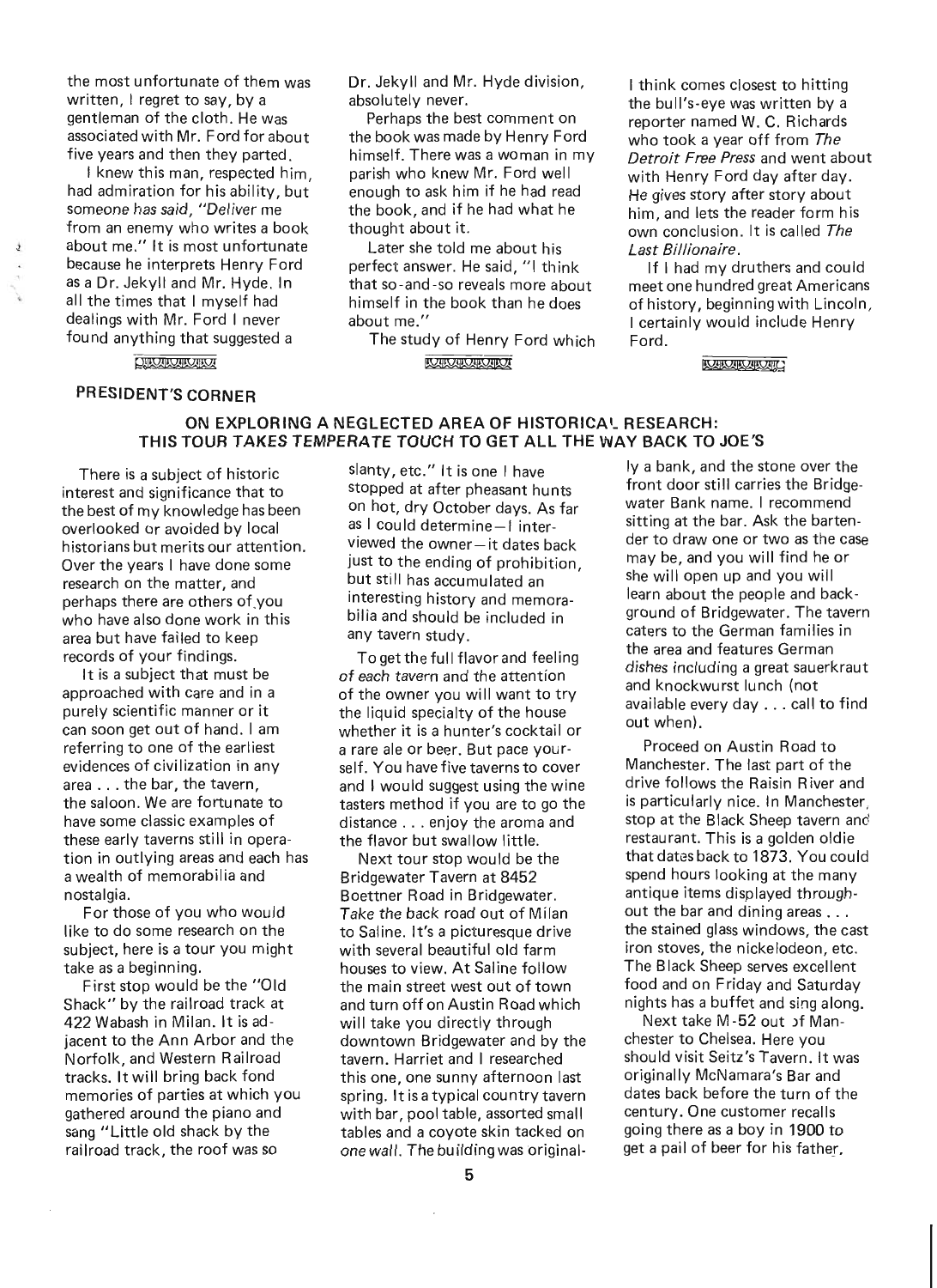the most unfortunate of them was written, I regret to say, by a gentleman of the cloth. He was associated with Mr. Ford for about five years and then they parted.

I knew this man, respected him, had admiration for his ability, but someone has said, "Deliver me from an enemy who writes a book about me." It is most unfortunate because he interprets Henry Ford as a Dr. Jekyll and Mr. Hyde. In all the times that I myself had dealings with Mr. Ford I never found anything that suggested a Dr. Jekyll and Mr. Hyde division, absolutely never.

Perhaps the best comment on the book was made by Henry Ford himself. There was a woman in my parish who knew Mr. Ford well enough to ask him if he had read the book, and if he had what he thought about it.

Later she told me about his perfect answer. He said, "I think that so-and-so reveals more about himself in the book than he does about me."

The study of Henry Ford which I think comes closest to hitting the bull's-eye was written by a reporter named W. C. Richards who took a year off from *The Detroit Free Press* and went about with Henry Ford day after day. He gives story after story about him, and lets the reader form his own conclusion. It is called *The Last Billionaire*.

If I had my druthers and could meet one hundred great Americans of history, beginning with Lincoln, I certainly would include Henry Ford.

## PRESIDENT'S CORNER

### ON EXPLORING A NEGLECTED AREA OF HISTORICAL RESEARCH: THIS TOUR TAKES TEMPERATE TOUCH TO GET ALL THE WAY BACK TO JOE'S

There is a subject of historic interest and significance that to the best of my knowledge has been overlooked or avoided by local historians but merits our attention. Over the years I have done some research on the matter, and perhaps there are others of you who have also done work in this area but have failed to keep records of your findings.

It is a subject that must be approached with care and in a purely scientific manner or it can soon get out of hand. I am referring to one of the earliest evidences of civilization in any area . . . the bar, the tavern, the saloon. We are fortunate to have some classic examples of these early taverns still in operation in outlying areas and each has a wealth of memorabilia and nostalgia.

For those of you who would like to do some research on the subject, here is a tour you might take as a beginning.

First stop would be the "Old Shack" by the railroad track at 422 Wabash in Milan. It is adjacent to the Ann Arbor and the Norfolk, and Western Railroad tracks. It will bring back fond memories of parties at which you gathered around the piano and sang "Little old shack by the railroad track, the roof was so slanty, etc." It is one I have stopped at after pheasant hunts on hot, dry October days. As far as I could determine—I interviewed the owner—it dates back just to the ending of prohibition, but still has accumulated an interesting history and memorabilia and should be included in any tavern study.

To get the full flavor and feeling of each tavern and the attention of the owner you will want to try the liquid specialty of the house whether it is a hunter's cocktail or a rare ale or beer. But pace yourself. You have five taverns to cover and I would suggest using the wine tasters method if you are to go the distance . . . enjoy the aroma and the flavor but swallow little.

Next tour stop would be the Bridgewater Tavern at 8452 Boettner Road in Bridgewater. Take the back road out of Milan to Saline. It's a picturesque drive with several beautiful old farm houses to view. At Saline follow the main street west out of town and turn off on Austin Road which will take you directly through downtown Bridgewater and by the tavern. Harriet and I researched this one, one sunny afternoon last spring. It is a typical country tavern with bar, pool table, assorted small tables and a coyote skin tacked on one wall. The building was originally a bank, and the stone over the front door still carries the Bridgewater Bank name. I recommend sitting at the bar. Ask the bartender to draw one or two as the case may be, and you will find he or she will open up and you will learn about the people and background of Bridgewater. The tavern caters to the German families in the area and features German dishes including a great sauerkraut and knockwurst lunch (not available every day . . . call to find out when).

Proceed on Austin Road to Manchester. The last part of the drive follows the Raisin River and is particularly nice. In Manchester, stop at the Black Sheep tavern and restaurant. This is a golden oldie that dates back to 1873. You could spend hours looking at the many antique items displayed throughout the bar and dining areas . . . the stained glass windows, the cast iron stoves, the nickelodeon, etc. The Black Sheep serves excellent food and on Friday and Saturday nights has a buffet and sing along.

Next take M-52 out of Manchester to Chelsea. Here you should visit Seitz's Tavern. It was originally McNamara's Bar and dates back before the turn of the century. One customer recalls going there as a boy in 1900 to get a pail of beer for his father,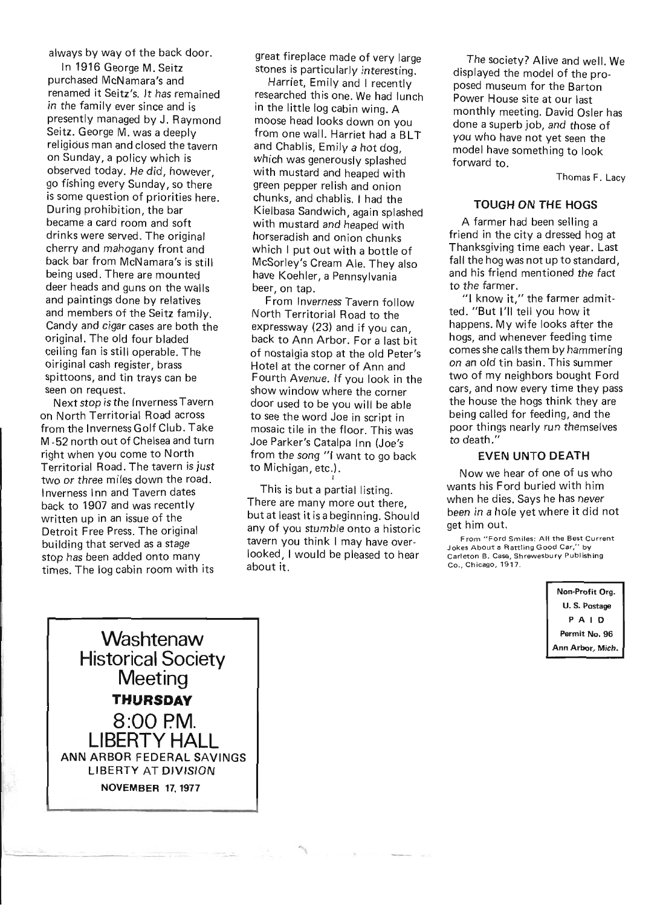always by way of the back door.

In 1916 George M. Seitz purchased McNamara's and renamed it Seitz's. It has remained in the family ever since and is presently managed by J. Raymond Seitz. George M. was a deeply religious man and closed the tavern on Sunday, a policy which is observed today. He did, however, go fishing every Sunday, so there is some question of priorities here. During prohibition, the bar became a card room and soft drinks were served. The original cherry and mahogany front and back bar from McNamara's is still being used. There are mounted deer heads and guns on the walls and paintings done by relatives and members of the Seitz family. Candy and cigar cases are both the original. The old four bladed ceiling fan is still operable. The oiriginal cash register, brass spittoons, and tin trays can be seen on request.

Next stop is the Inverness Tavern on North Territorial Road across from the Inverness Golf Club. Take M-52 north out of Chelsea and turn right when you come to North Territorial Road. The tavern is just two or three miles down the road. Inverness Inn and Tavern dates back to 1907 and was recently written up in an issue of the Detroit Free Press. The original building that served as a stage stop has been added onto many times. The log cabin room with its great fireplace made of very large stones is particularly interesting.

Harriet, Emily and I recently researched this one. We had lunch in the little log cabin wing. A moose head looks down on you from one wall. Harriet had a BLT and Chablis, Emily a hot dog, which was generously splashed with mustard and heaped with green pepper relish and onion chunks, and chablis. I had the Kielbasa Sandwich, again splashed with mustard and heaped with horseradish and onion chunks which I put out with a bottle of McSorley's Cream Ale. They also have Koehler, a Pennsylvania beer, on tap.

From Inverness Tavern follow North Territorial Road to the expressway (23) and if you can, back to Ann Arbor. For a last bit of nostalgia stop at the old Peter's Hotel at the corner of Ann and Fourth Avenue. If you look in the show window where the corner door used to be you will be able to see the word Joe in script in mosaic tile in the floor. This was Joe Parker's Catalpa Inn (Joe's from the song "I want to go back to Michigan, etc.).

This is but a partial listing. There are many more out there, but at least it is a beginning. Should any of you stumble onto a historic tavern you think I may have overlooked, I would be pleased to hear about it.

The society? Alive and well. We displayed the model of the proposed museum for the Barton Power House site at our last monthly meeting. David Osler has done a superb job, and those of you who have not yet seen the model have something to look forward to.

Thomas F. Lacy

### TOUGH ON THE HOGS

A farmer had been selling a friend in the city a dressed hog at Thanksgiving time each year. Last fall the hog was not up to standard, and his friend mentioned the fact to the farmer.

"I know it," the farmer admitted. "But I'll tell you how it happens. My wife looks after the hogs, and whenever feeding time comes she calls them by hammering on an old tin basin. This summer two of my neighbors bought Ford cars, and now every time they pass the house the hogs think they are being called for feeding, and the poor things nearly run themselves to death."

### EVEN UNTO DEATH

Now we hear of one of us who wants his Ford buried with him when he dies. Says he has never been in a hole yet where it did not get him out.

From "Ford Smiles: All the Best Current Jokes About a Rattling Good Car," by Carleton B. Case, Shrewesbury Publishing Co., Chicago, 1917.

**Washtenaw Historical Society Meeting**

**THURSDAY**

**8:00 P.M.**

**LIBERTY HALL**

**ANN ARBOR FEDERAL SAVINGS**

**LIBERTY AT DIVISION**

**NOVEMBER 17, 1977**

Non-Profit Org.
U. S. Postage
PAID
Permit No. 96
Ann Arbor, Mich.